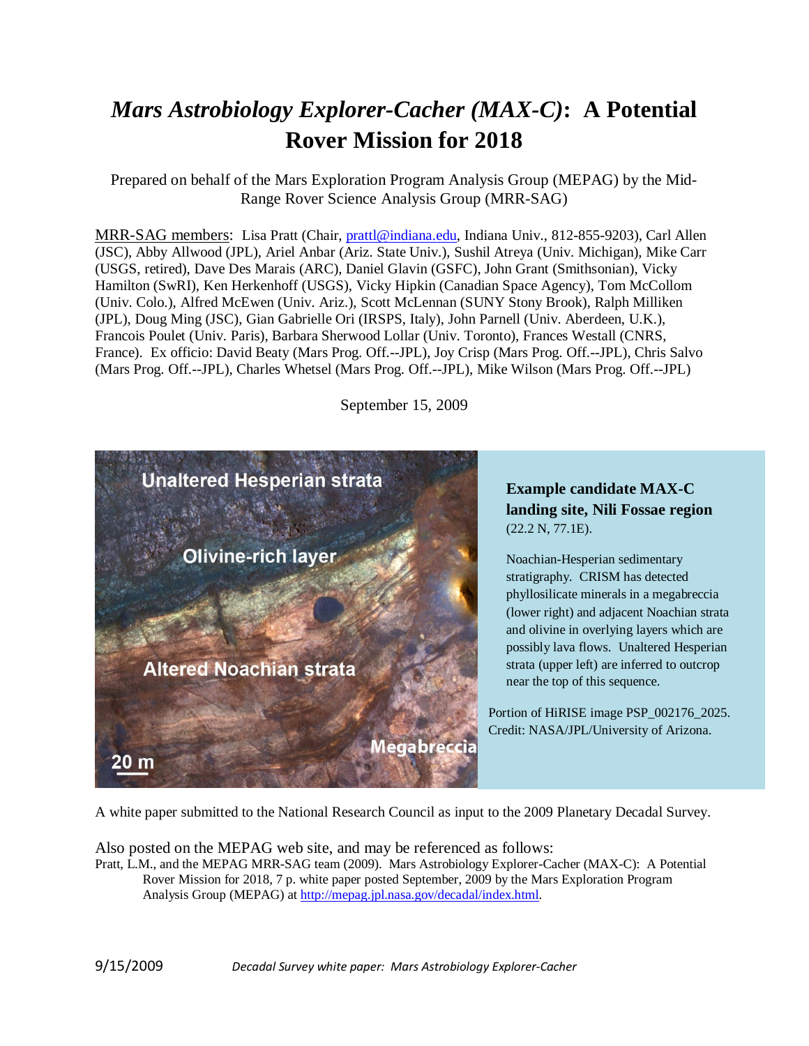# *Mars Astrobiology Explorer-Cacher (MAX-C)*: A Potential Rover Mission for 2018

Prepared on behalf of the Mars Exploration Program Analysis Group (MEPAG) by the Mid-Range Rover Science Analysis Group (MRR-SAG)

MRR-SAG members: Lisa Pratt (Chair, prattl@indiana.edu, Indiana Univ., 812-855-9203), Carl Allen (JSC), Abby Allwood (JPL), Ariel Anbar (Ariz. State Univ.), Sushil Atreya (Univ. Michigan), Mike Carr (USGS, retired), Dave Des Marais (ARC), Daniel Glavin (GSFC), John Grant (Smithsonian), Vicky Hamilton (SwRI), Ken Herkenhoff (USGS), Vicky Hipkin (Canadian Space Agency), Tom McCollom (Univ. Colo.), Alfred McEwen (Univ. Ariz.), Scott McLennan (SUNY Stony Brook), Ralph Milliken (JPL), Doug Ming (JSC), Gian Gabrielle Ori (IRSPS, Italy), John Parnell (Univ. Aberdeen, U.K.), Francois Poulet (Univ. Paris), Barbara Sherwood Lollar (Univ. Toronto), Frances Westall (CNRS, France). Ex officio: David Beaty (Mars Prog. Off.--JPL), Joy Crisp (Mars Prog. Off.--JPL), Chris Salvo (Mars Prog. Off.--JPL), Charles Whetsel (Mars Prog. Off.--JPL), Mike Wilson (Mars Prog. Off.--JPL)

September 15, 2009

Unaltered Hesperian strata

Olivine-rich layer

Altered Noachian strata

Megabreccia

20 m

**Example candidate MAX-C landing site, Nili Fossae region** (22.2 N, 77.1E).

Noachian-Hesperian sedimentary stratigraphy. CRISM has detected phyllosilicate minerals in a megabreccia (lower right) and adjacent Noachian strata and olivine in overlying layers which are possibly lava flows. Unaltered Hesperian strata (upper left) are inferred to outcrop near the top of this sequence.

Portion of HiRISE image PSP_002176_2025. Credit: NASA/JPL/University of Arizona.

A white paper submitted to the National Research Council as input to the 2009 Planetary Decadal Survey.

Also posted on the MEPAG web site, and may be referenced as follows:

Pratt, L.M., and the MEPAG MRR-SAG team (2009). Mars Astrobiology Explorer-Cacher (MAX-C): A Potential Rover Mission for 2018, 7 p. white paper posted September, 2009 by the Mars Exploration Program Analysis Group (MEPAG) at http://mepag.jpl.nasa.gov/decadal/index.html.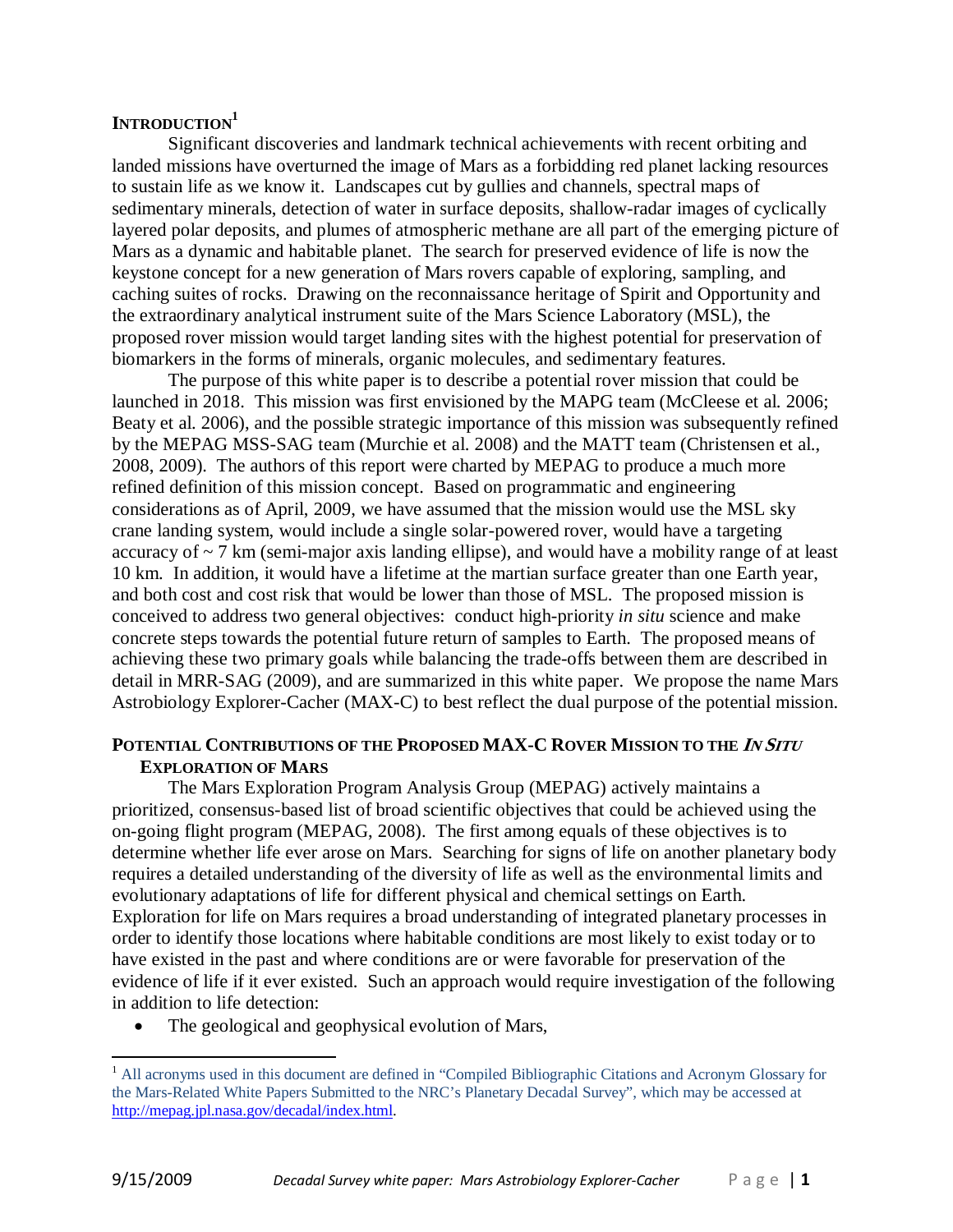## INTRODUCTION[1]

Significant discoveries and landmark technical achievements with recent orbiting and landed missions have overturned the image of Mars as a forbidding red planet lacking resources to sustain life as we know it. Landscapes cut by gullies and channels, spectral maps of sedimentary minerals, detection of water in surface deposits, shallow-radar images of cyclically layered polar deposits, and plumes of atmospheric methane are all part of the emerging picture of Mars as a dynamic and habitable planet. The search for preserved evidence of life is now the keystone concept for a new generation of Mars rovers capable of exploring, sampling, and caching suites of rocks. Drawing on the reconnaissance heritage of Spirit and Opportunity and the extraordinary analytical instrument suite of the Mars Science Laboratory (MSL), the proposed rover mission would target landing sites with the highest potential for preservation of biomarkers in the forms of minerals, organic molecules, and sedimentary features.

The purpose of this white paper is to describe a potential rover mission that could be launched in 2018. This mission was first envisioned by the MAPG team (McCleese et al. 2006; Beaty et al. 2006), and the possible strategic importance of this mission was subsequently refined by the MEPAG MSS-SAG team (Murchie et al. 2008) and the MATT team (Christensen et al., 2008, 2009). The authors of this report were charted by MEPAG to produce a much more refined definition of this mission concept. Based on programmatic and engineering considerations as of April, 2009, we have assumed that the mission would use the MSL sky crane landing system, would include a single solar-powered rover, would have a targeting accuracy of ~ 7 km (semi-major axis landing ellipse), and would have a mobility range of at least 10 km. In addition, it would have a lifetime at the martian surface greater than one Earth year, and both cost and cost risk that would be lower than those of MSL. The proposed mission is conceived to address two general objectives: conduct high-priority *in situ* science and make concrete steps towards the potential future return of samples to Earth. The proposed means of achieving these two primary goals while balancing the trade-offs between them are described in detail in MRR-SAG (2009), and are summarized in this white paper. We propose the name Mars Astrobiology Explorer-Cacher (MAX-C) to best reflect the dual purpose of the potential mission.

## POTENTIAL CONTRIBUTIONS OF THE PROPOSED MAX-C ROVER MISSION TO THE *IN SITU* EXPLORATION OF MARS

The Mars Exploration Program Analysis Group (MEPAG) actively maintains a prioritized, consensus-based list of broad scientific objectives that could be achieved using the on-going flight program (MEPAG, 2008). The first among equals of these objectives is to determine whether life ever arose on Mars. Searching for signs of life on another planetary body requires a detailed understanding of the diversity of life as well as the environmental limits and evolutionary adaptations of life for different physical and chemical settings on Earth. Exploration for life on Mars requires a broad understanding of integrated planetary processes in order to identify those locations where habitable conditions are most likely to exist today or to have existed in the past and where conditions are or were favorable for preservation of the evidence of life if it ever existed. Such an approach would require investigation of the following in addition to life detection:

- The geological and geophysical evolution of Mars,

[1] All acronyms used in this document are defined in "Compiled Bibliographic Citations and Acronym Glossary for the Mars-Related White Papers Submitted to the NRC's Planetary Decadal Survey", which may be accessed at http://mepag.jpl.nasa.gov/decadal/index.html.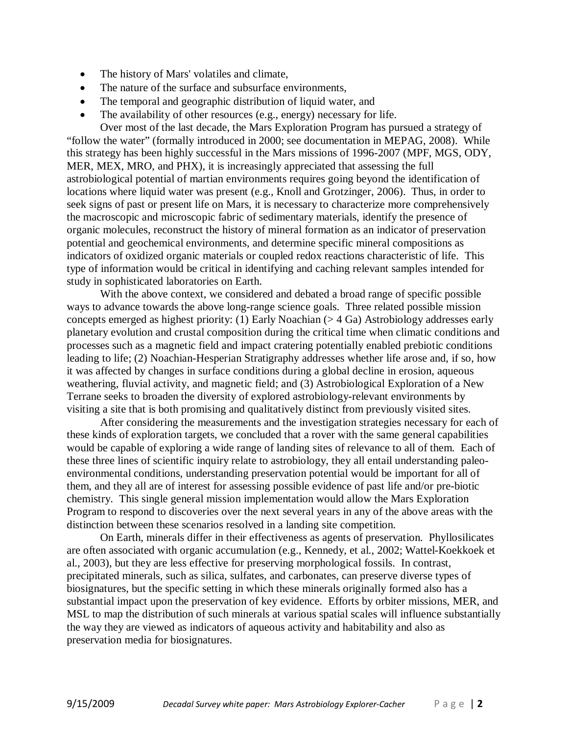- The history of Mars' volatiles and climate,
- The nature of the surface and subsurface environments,
- The temporal and geographic distribution of liquid water, and
- The availability of other resources (e.g., energy) necessary for life.

Over most of the last decade, the Mars Exploration Program has pursued a strategy of "follow the water" (formally introduced in 2000; see documentation in MEPAG, 2008). While this strategy has been highly successful in the Mars missions of 1996-2007 (MPF, MGS, ODY, MER, MEX, MRO, and PHX), it is increasingly appreciated that assessing the full astrobiological potential of martian environments requires going beyond the identification of locations where liquid water was present (e.g., Knoll and Grotzinger, 2006). Thus, in order to seek signs of past or present life on Mars, it is necessary to characterize more comprehensively the macroscopic and microscopic fabric of sedimentary materials, identify the presence of organic molecules, reconstruct the history of mineral formation as an indicator of preservation potential and geochemical environments, and determine specific mineral compositions as indicators of oxidized organic materials or coupled redox reactions characteristic of life. This type of information would be critical in identifying and caching relevant samples intended for study in sophisticated laboratories on Earth.

With the above context, we considered and debated a broad range of specific possible ways to advance towards the above long-range science goals. Three related possible mission concepts emerged as highest priority: (1) Early Noachian (> 4 Ga) Astrobiology addresses early planetary evolution and crustal composition during the critical time when climatic conditions and processes such as a magnetic field and impact cratering potentially enabled prebiotic conditions leading to life; (2) Noachian-Hesperian Stratigraphy addresses whether life arose and, if so, how it was affected by changes in surface conditions during a global decline in erosion, aqueous weathering, fluvial activity, and magnetic field; and (3) Astrobiological Exploration of a New Terrane seeks to broaden the diversity of explored astrobiology-relevant environments by visiting a site that is both promising and qualitatively distinct from previously visited sites.

After considering the measurements and the investigation strategies necessary for each of these kinds of exploration targets, we concluded that a rover with the same general capabilities would be capable of exploring a wide range of landing sites of relevance to all of them. Each of these three lines of scientific inquiry relate to astrobiology, they all entail understanding paleo-environmental conditions, understanding preservation potential would be important for all of them, and they all are of interest for assessing possible evidence of past life and/or pre-biotic chemistry. This single general mission implementation would allow the Mars Exploration Program to respond to discoveries over the next several years in any of the above areas with the distinction between these scenarios resolved in a landing site competition.

On Earth, minerals differ in their effectiveness as agents of preservation. Phyllosilicates are often associated with organic accumulation (e.g., Kennedy, et al., 2002; Wattel-Koekkoek et al., 2003), but they are less effective for preserving morphological fossils. In contrast, precipitated minerals, such as silica, sulfates, and carbonates, can preserve diverse types of biosignatures, but the specific setting in which these minerals originally formed also has a substantial impact upon the preservation of key evidence. Efforts by orbiter missions, MER, and MSL to map the distribution of such minerals at various spatial scales will influence substantially the way they are viewed as indicators of aqueous activity and habitability and also as preservation media for biosignatures.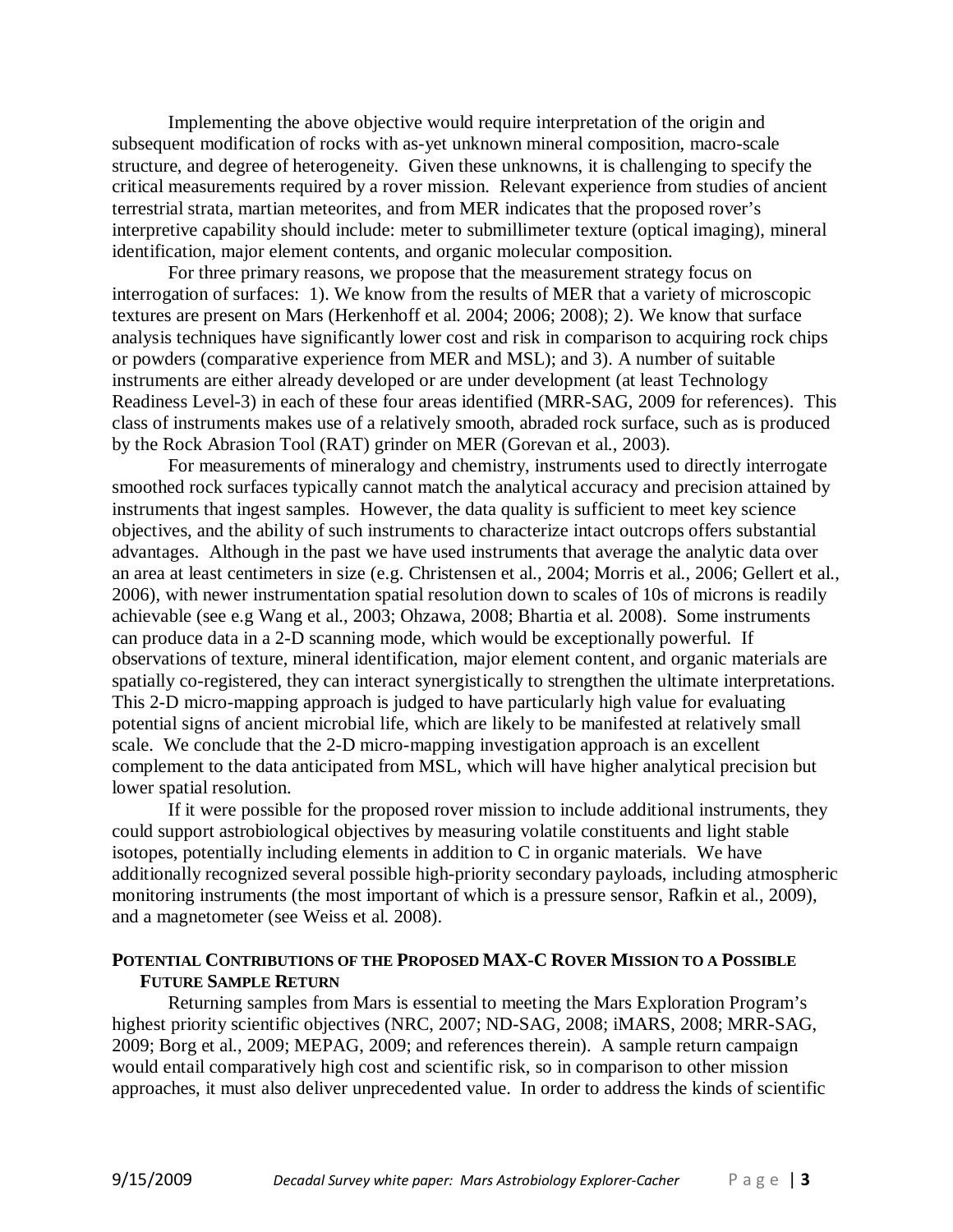Implementing the above objective would require interpretation of the origin and subsequent modification of rocks with as-yet unknown mineral composition, macro-scale structure, and degree of heterogeneity. Given these unknowns, it is challenging to specify the critical measurements required by a rover mission. Relevant experience from studies of ancient terrestrial strata, martian meteorites, and from MER indicates that the proposed rover's interpretive capability should include: meter to submillimeter texture (optical imaging), mineral identification, major element contents, and organic molecular composition.

For three primary reasons, we propose that the measurement strategy focus on interrogation of surfaces: 1). We know from the results of MER that a variety of microscopic textures are present on Mars (Herkenhoff et al. 2004; 2006; 2008); 2). We know that surface analysis techniques have significantly lower cost and risk in comparison to acquiring rock chips or powders (comparative experience from MER and MSL); and 3). A number of suitable instruments are either already developed or are under development (at least Technology Readiness Level-3) in each of these four areas identified (MRR-SAG, 2009 for references). This class of instruments makes use of a relatively smooth, abraded rock surface, such as is produced by the Rock Abrasion Tool (RAT) grinder on MER (Gorevan et al., 2003).

For measurements of mineralogy and chemistry, instruments used to directly interrogate smoothed rock surfaces typically cannot match the analytical accuracy and precision attained by instruments that ingest samples. However, the data quality is sufficient to meet key science objectives, and the ability of such instruments to characterize intact outcrops offers substantial advantages. Although in the past we have used instruments that average the analytic data over an area at least centimeters in size (e.g. Christensen et al., 2004; Morris et al., 2006; Gellert et al., 2006), with newer instrumentation spatial resolution down to scales of 10s of microns is readily achievable (see e.g Wang et al., 2003; Ohzawa, 2008; Bhartia et al. 2008). Some instruments can produce data in a 2-D scanning mode, which would be exceptionally powerful. If observations of texture, mineral identification, major element content, and organic materials are spatially co-registered, they can interact synergistically to strengthen the ultimate interpretations. This 2-D micro-mapping approach is judged to have particularly high value for evaluating potential signs of ancient microbial life, which are likely to be manifested at relatively small scale. We conclude that the 2-D micro-mapping investigation approach is an excellent complement to the data anticipated from MSL, which will have higher analytical precision but lower spatial resolution.

If it were possible for the proposed rover mission to include additional instruments, they could support astrobiological objectives by measuring volatile constituents and light stable isotopes, potentially including elements in addition to C in organic materials. We have additionally recognized several possible high-priority secondary payloads, including atmospheric monitoring instruments (the most important of which is a pressure sensor, Rafkin et al., 2009), and a magnetometer (see Weiss et al. 2008).

## POTENTIAL CONTRIBUTIONS OF THE PROPOSED MAX-C ROVER MISSION TO A POSSIBLE FUTURE SAMPLE RETURN

Returning samples from Mars is essential to meeting the Mars Exploration Program's highest priority scientific objectives (NRC, 2007; ND-SAG, 2008; iMARS, 2008; MRR-SAG, 2009; Borg et al., 2009; MEPAG, 2009; and references therein). A sample return campaign would entail comparatively high cost and scientific risk, so in comparison to other mission approaches, it must also deliver unprecedented value. In order to address the kinds of scientific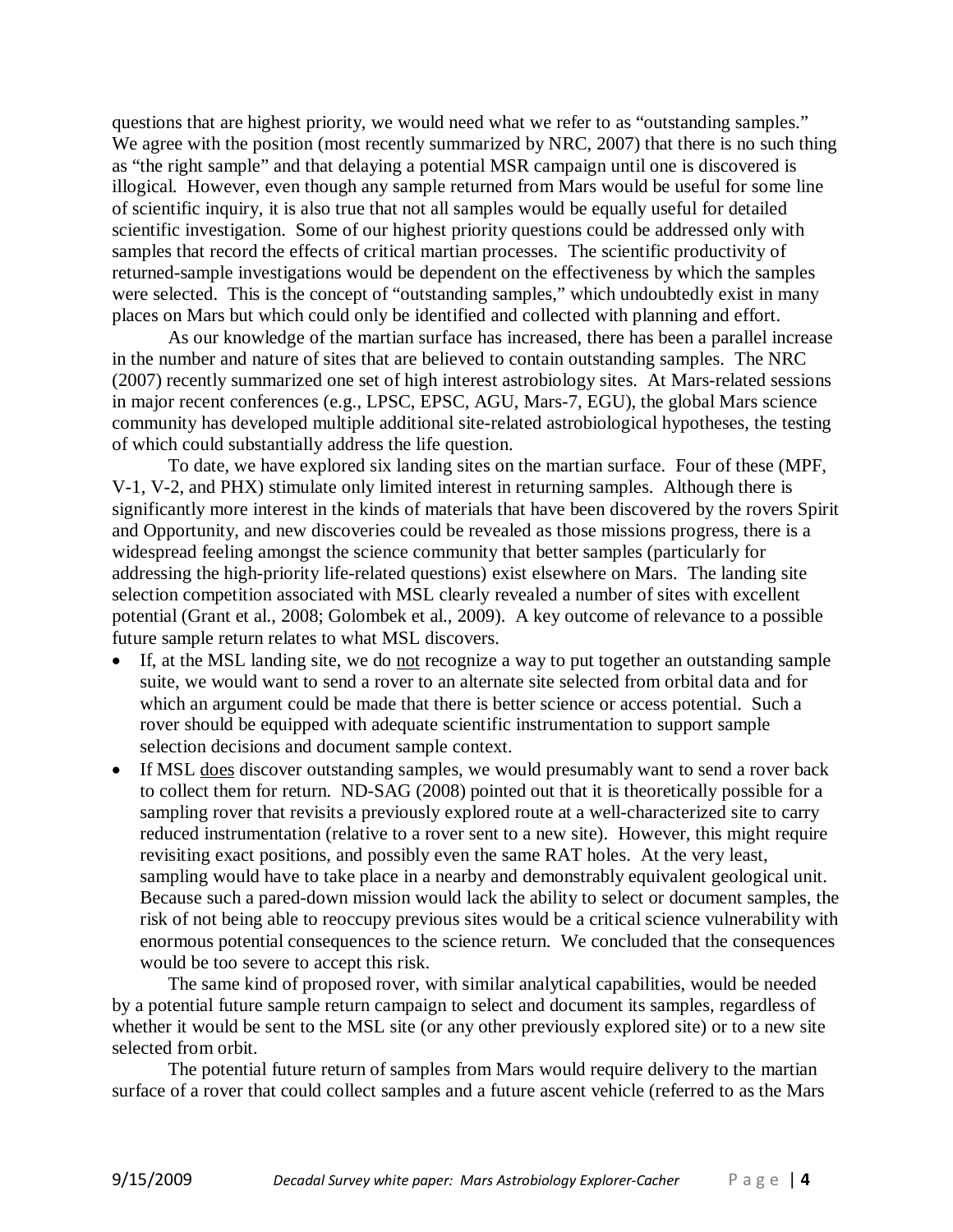questions that are highest priority, we would need what we refer to as "outstanding samples." We agree with the position (most recently summarized by NRC, 2007) that there is no such thing as "the right sample" and that delaying a potential MSR campaign until one is discovered is illogical. However, even though any sample returned from Mars would be useful for some line of scientific inquiry, it is also true that not all samples would be equally useful for detailed scientific investigation. Some of our highest priority questions could be addressed only with samples that record the effects of critical martian processes. The scientific productivity of returned-sample investigations would be dependent on the effectiveness by which the samples were selected. This is the concept of "outstanding samples," which undoubtedly exist in many places on Mars but which could only be identified and collected with planning and effort.

As our knowledge of the martian surface has increased, there has been a parallel increase in the number and nature of sites that are believed to contain outstanding samples. The NRC (2007) recently summarized one set of high interest astrobiology sites. At Mars-related sessions in major recent conferences (e.g., LPSC, EPSC, AGU, Mars-7, EGU), the global Mars science community has developed multiple additional site-related astrobiological hypotheses, the testing of which could substantially address the life question.

To date, we have explored six landing sites on the martian surface. Four of these (MPF, V-1, V-2, and PHX) stimulate only limited interest in returning samples. Although there is significantly more interest in the kinds of materials that have been discovered by the rovers Spirit and Opportunity, and new discoveries could be revealed as those missions progress, there is a widespread feeling amongst the science community that better samples (particularly for addressing the high-priority life-related questions) exist elsewhere on Mars. The landing site selection competition associated with MSL clearly revealed a number of sites with excellent potential (Grant et al., 2008; Golombek et al., 2009). A key outcome of relevance to a possible future sample return relates to what MSL discovers.

- If, at the MSL landing site, we do not recognize a way to put together an outstanding sample suite, we would want to send a rover to an alternate site selected from orbital data and for which an argument could be made that there is better science or access potential. Such a rover should be equipped with adequate scientific instrumentation to support sample selection decisions and document sample context.
- If MSL does discover outstanding samples, we would presumably want to send a rover back to collect them for return. ND-SAG (2008) pointed out that it is theoretically possible for a sampling rover that revisits a previously explored route at a well-characterized site to carry reduced instrumentation (relative to a rover sent to a new site). However, this might require revisiting exact positions, and possibly even the same RAT holes. At the very least, sampling would have to take place in a nearby and demonstrably equivalent geological unit. Because such a pared-down mission would lack the ability to select or document samples, the risk of not being able to reoccupy previous sites would be a critical science vulnerability with enormous potential consequences to the science return. We concluded that the consequences would be too severe to accept this risk.

The same kind of proposed rover, with similar analytical capabilities, would be needed by a potential future sample return campaign to select and document its samples, regardless of whether it would be sent to the MSL site (or any other previously explored site) or to a new site selected from orbit.

The potential future return of samples from Mars would require delivery to the martian surface of a rover that could collect samples and a future ascent vehicle (referred to as the Mars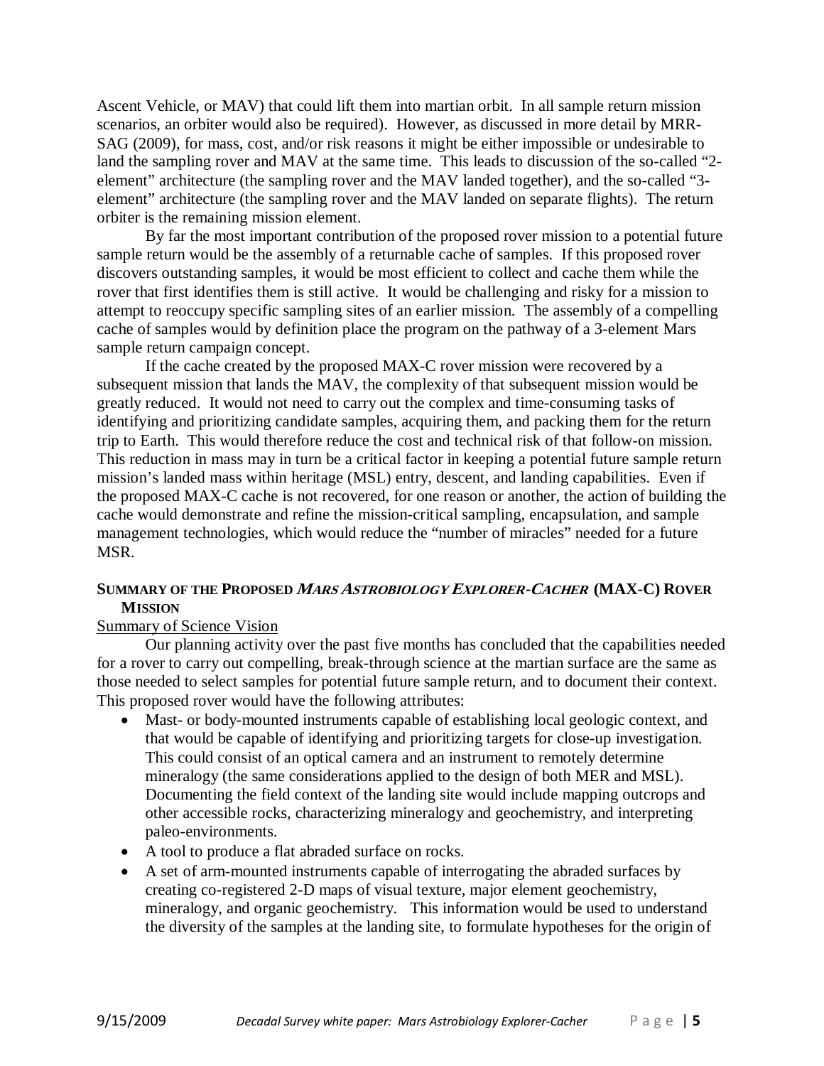Ascent Vehicle, or MAV) that could lift them into martian orbit. In all sample return mission scenarios, an orbiter would also be required). However, as discussed in more detail by MRR-SAG (2009), for mass, cost, and/or risk reasons it might be either impossible or undesirable to land the sampling rover and MAV at the same time. This leads to discussion of the so-called "2-element" architecture (the sampling rover and the MAV landed together), and the so-called "3-element" architecture (the sampling rover and the MAV landed on separate flights). The return orbiter is the remaining mission element.

By far the most important contribution of the proposed rover mission to a potential future sample return would be the assembly of a returnable cache of samples. If this proposed rover discovers outstanding samples, it would be most efficient to collect and cache them while the rover that first identifies them is still active. It would be challenging and risky for a mission to attempt to reoccupy specific sampling sites of an earlier mission. The assembly of a compelling cache of samples would by definition place the program on the pathway of a 3-element Mars sample return campaign concept.

If the cache created by the proposed MAX-C rover mission were recovered by a subsequent mission that lands the MAV, the complexity of that subsequent mission would be greatly reduced. It would not need to carry out the complex and time-consuming tasks of identifying and prioritizing candidate samples, acquiring them, and packing them for the return trip to Earth. This would therefore reduce the cost and technical risk of that follow-on mission. This reduction in mass may in turn be a critical factor in keeping a potential future sample return mission's landed mass within heritage (MSL) entry, descent, and landing capabilities. Even if the proposed MAX-C cache is not recovered, for one reason or another, the action of building the cache would demonstrate and refine the mission-critical sampling, encapsulation, and sample management technologies, which would reduce the "number of miracles" needed for a future MSR.

## SUMMARY OF THE PROPOSED *MARS ASTROBIOLOGY EXPLORER-CACHER* (MAX-C) ROVER MISSION

### Summary of Science Vision

Our planning activity over the past five months has concluded that the capabilities needed for a rover to carry out compelling, break-through science at the martian surface are the same as those needed to select samples for potential future sample return, and to document their context. This proposed rover would have the following attributes:

- Mast- or body-mounted instruments capable of establishing local geologic context, and that would be capable of identifying and prioritizing targets for close-up investigation. This could consist of an optical camera and an instrument to remotely determine mineralogy (the same considerations applied to the design of both MER and MSL). Documenting the field context of the landing site would include mapping outcrops and other accessible rocks, characterizing mineralogy and geochemistry, and interpreting paleo-environments.
- A tool to produce a flat abraded surface on rocks.
- A set of arm-mounted instruments capable of interrogating the abraded surfaces by creating co-registered 2-D maps of visual texture, major element geochemistry, mineralogy, and organic geochemistry. This information would be used to understand the diversity of the samples at the landing site, to formulate hypotheses for the origin of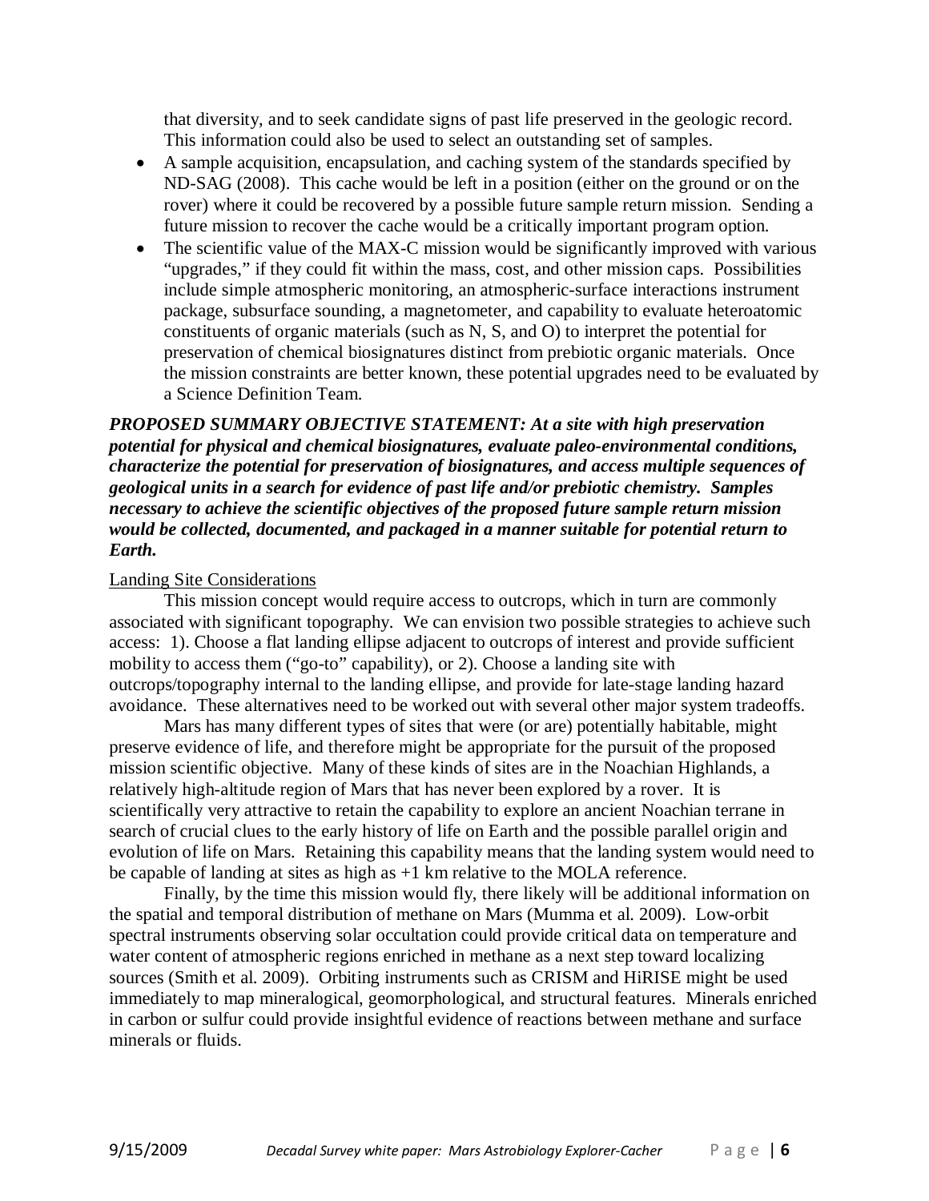that diversity, and to seek candidate signs of past life preserved in the geologic record. This information could also be used to select an outstanding set of samples.

- A sample acquisition, encapsulation, and caching system of the standards specified by ND-SAG (2008). This cache would be left in a position (either on the ground or on the rover) where it could be recovered by a possible future sample return mission. Sending a future mission to recover the cache would be a critically important program option.
- The scientific value of the MAX-C mission would be significantly improved with various "upgrades," if they could fit within the mass, cost, and other mission caps. Possibilities include simple atmospheric monitoring, an atmospheric-surface interactions instrument package, subsurface sounding, a magnetometer, and capability to evaluate heteroatomic constituents of organic materials (such as N, S, and O) to interpret the potential for preservation of chemical biosignatures distinct from prebiotic organic materials. Once the mission constraints are better known, these potential upgrades need to be evaluated by a Science Definition Team.

***PROPOSED SUMMARY OBJECTIVE STATEMENT: At a site with high preservation potential for physical and chemical biosignatures, evaluate paleo-environmental conditions, characterize the potential for preservation of biosignatures, and access multiple sequences of geological units in a search for evidence of past life and/or prebiotic chemistry. Samples necessary to achieve the scientific objectives of the proposed future sample return mission would be collected, documented, and packaged in a manner suitable for potential return to Earth.***

Landing Site Considerations

This mission concept would require access to outcrops, which in turn are commonly associated with significant topography. We can envision two possible strategies to achieve such access: 1). Choose a flat landing ellipse adjacent to outcrops of interest and provide sufficient mobility to access them ("go-to" capability), or 2). Choose a landing site with outcrops/topography internal to the landing ellipse, and provide for late-stage landing hazard avoidance. These alternatives need to be worked out with several other major system tradeoffs.

Mars has many different types of sites that were (or are) potentially habitable, might preserve evidence of life, and therefore might be appropriate for the pursuit of the proposed mission scientific objective. Many of these kinds of sites are in the Noachian Highlands, a relatively high-altitude region of Mars that has never been explored by a rover. It is scientifically very attractive to retain the capability to explore an ancient Noachian terrane in search of crucial clues to the early history of life on Earth and the possible parallel origin and evolution of life on Mars. Retaining this capability means that the landing system would need to be capable of landing at sites as high as +1 km relative to the MOLA reference.

Finally, by the time this mission would fly, there likely will be additional information on the spatial and temporal distribution of methane on Mars (Mumma et al. 2009). Low-orbit spectral instruments observing solar occultation could provide critical data on temperature and water content of atmospheric regions enriched in methane as a next step toward localizing sources (Smith et al. 2009). Orbiting instruments such as CRISM and HiRISE might be used immediately to map mineralogical, geomorphological, and structural features. Minerals enriched in carbon or sulfur could provide insightful evidence of reactions between methane and surface minerals or fluids.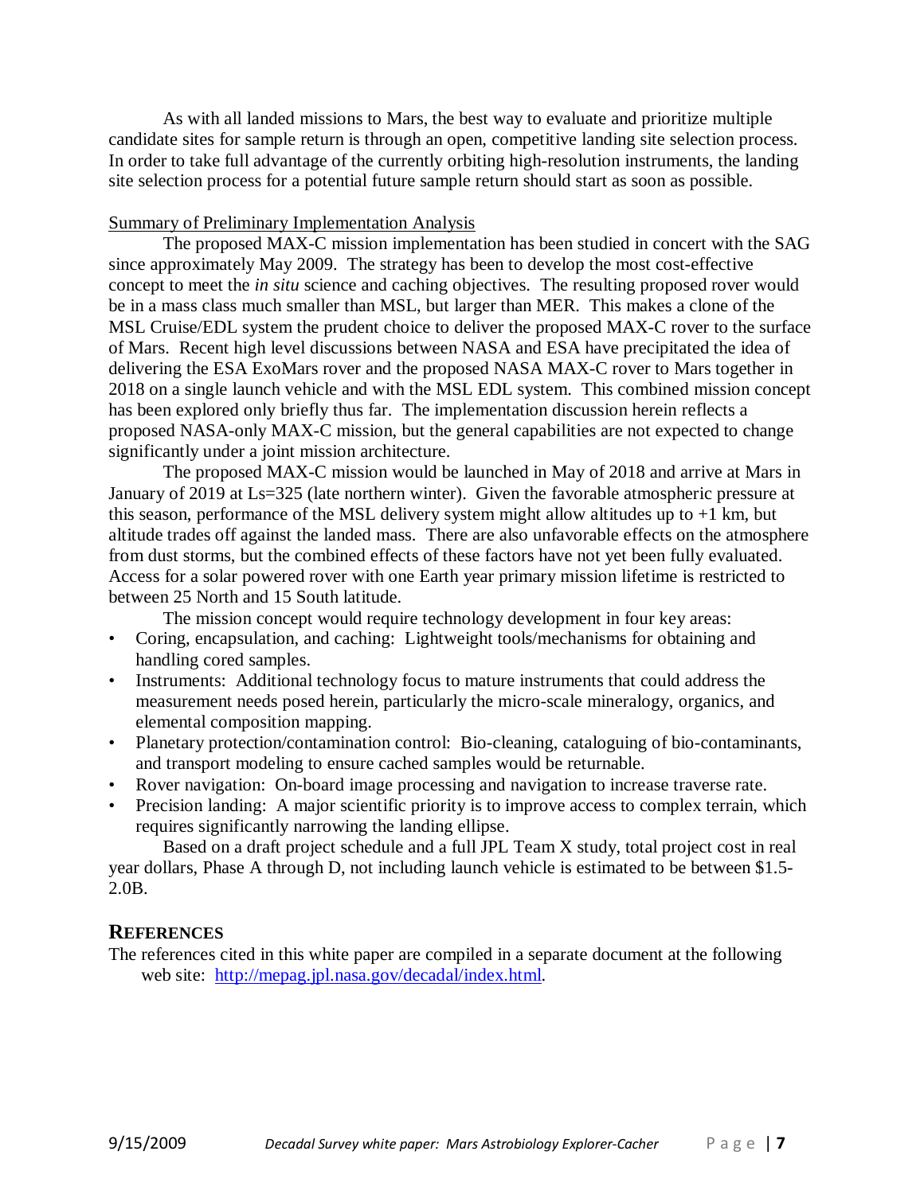As with all landed missions to Mars, the best way to evaluate and prioritize multiple candidate sites for sample return is through an open, competitive landing site selection process. In order to take full advantage of the currently orbiting high-resolution instruments, the landing site selection process for a potential future sample return should start as soon as possible.

Summary of Preliminary Implementation Analysis

The proposed MAX-C mission implementation has been studied in concert with the SAG since approximately May 2009. The strategy has been to develop the most cost-effective concept to meet the *in situ* science and caching objectives. The resulting proposed rover would be in a mass class much smaller than MSL, but larger than MER. This makes a clone of the MSL Cruise/EDL system the prudent choice to deliver the proposed MAX-C rover to the surface of Mars. Recent high level discussions between NASA and ESA have precipitated the idea of delivering the ESA ExoMars rover and the proposed NASA MAX-C rover to Mars together in 2018 on a single launch vehicle and with the MSL EDL system. This combined mission concept has been explored only briefly thus far. The implementation discussion herein reflects a proposed NASA-only MAX-C mission, but the general capabilities are not expected to change significantly under a joint mission architecture.

The proposed MAX-C mission would be launched in May of 2018 and arrive at Mars in January of 2019 at Ls=325 (late northern winter). Given the favorable atmospheric pressure at this season, performance of the MSL delivery system might allow altitudes up to +1 km, but altitude trades off against the landed mass. There are also unfavorable effects on the atmosphere from dust storms, but the combined effects of these factors have not yet been fully evaluated. Access for a solar powered rover with one Earth year primary mission lifetime is restricted to between 25 North and 15 South latitude.

The mission concept would require technology development in four key areas:

- Coring, encapsulation, and caching: Lightweight tools/mechanisms for obtaining and handling cored samples.
- Instruments: Additional technology focus to mature instruments that could address the measurement needs posed herein, particularly the micro-scale mineralogy, organics, and elemental composition mapping.
- Planetary protection/contamination control: Bio-cleaning, cataloguing of bio-contaminants, and transport modeling to ensure cached samples would be returnable.
- Rover navigation: On-board image processing and navigation to increase traverse rate.
- Precision landing: A major scientific priority is to improve access to complex terrain, which requires significantly narrowing the landing ellipse.

Based on a draft project schedule and a full JPL Team X study, total project cost in real year dollars, Phase A through D, not including launch vehicle is estimated to be between $1.5-2.0B.

## References

The references cited in this white paper are compiled in a separate document at the following web site: http://mepag.jpl.nasa.gov/decadal/index.html.